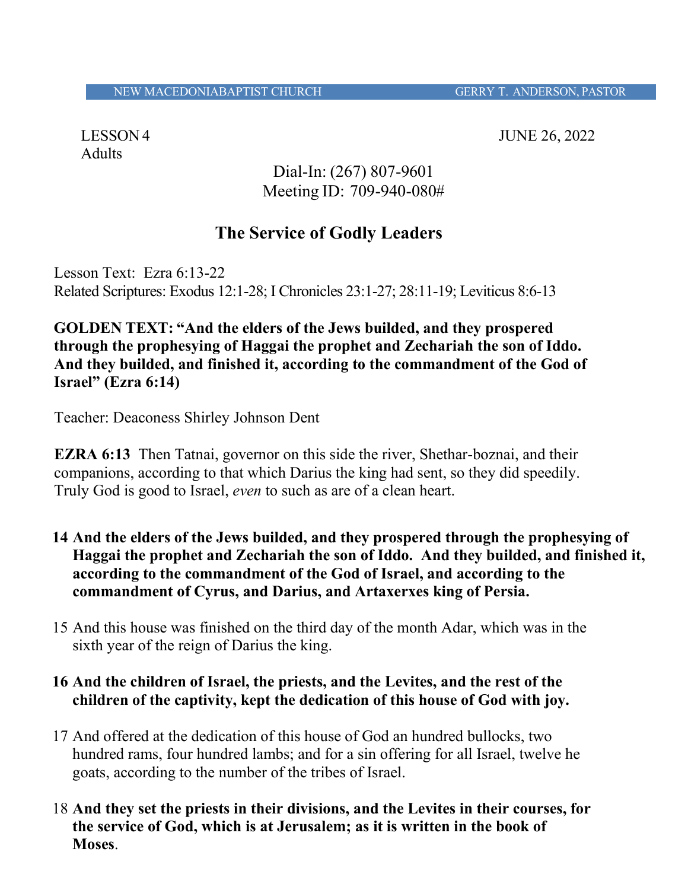NEW MACEDONIABAPTIST CHURCH GERRY T. ANDERSON, PASTOR

LESSON 4 JUNE 26, 2022
Adults

Dial-In: (267) 807-9601
Meeting ID: 709-940-080#

## The Service of Godly Leaders

Lesson Text: Ezra 6:13-22
Related Scriptures: Exodus 12:1-28; I Chronicles 23:1-27; 28:11-19; Leviticus 8:6-13

**GOLDEN TEXT: "And the elders of the Jews builded, and they prospered through the prophesying of Haggai the prophet and Zechariah the son of Iddo. And they builded, and finished it, according to the commandment of the God of Israel" (Ezra 6:14)**

Teacher: Deaconess Shirley Johnson Dent

**EZRA 6:13** Then Tatnai, governor on this side the river, Shethar-boznai, and their companions, according to that which Darius the king had sent, so they did speedily. Truly God is good to Israel, *even* to such as are of a clean heart.

**14 And the elders of the Jews builded, and they prospered through the prophesying of Haggai the prophet and Zechariah the son of Iddo. And they builded, and finished it, according to the commandment of the God of Israel, and according to the commandment of Cyrus, and Darius, and Artaxerxes king of Persia.**

15 And this house was finished on the third day of the month Adar, which was in the sixth year of the reign of Darius the king.

**16 And the children of Israel, the priests, and the Levites, and the rest of the children of the captivity, kept the dedication of this house of God with joy.**

17 And offered at the dedication of this house of God an hundred bullocks, two hundred rams, four hundred lambs; and for a sin offering for all Israel, twelve he goats, according to the number of the tribes of Israel.

18 **And they set the priests in their divisions, and the Levites in their courses, for the service of God, which is at Jerusalem; as it is written in the book of Moses**.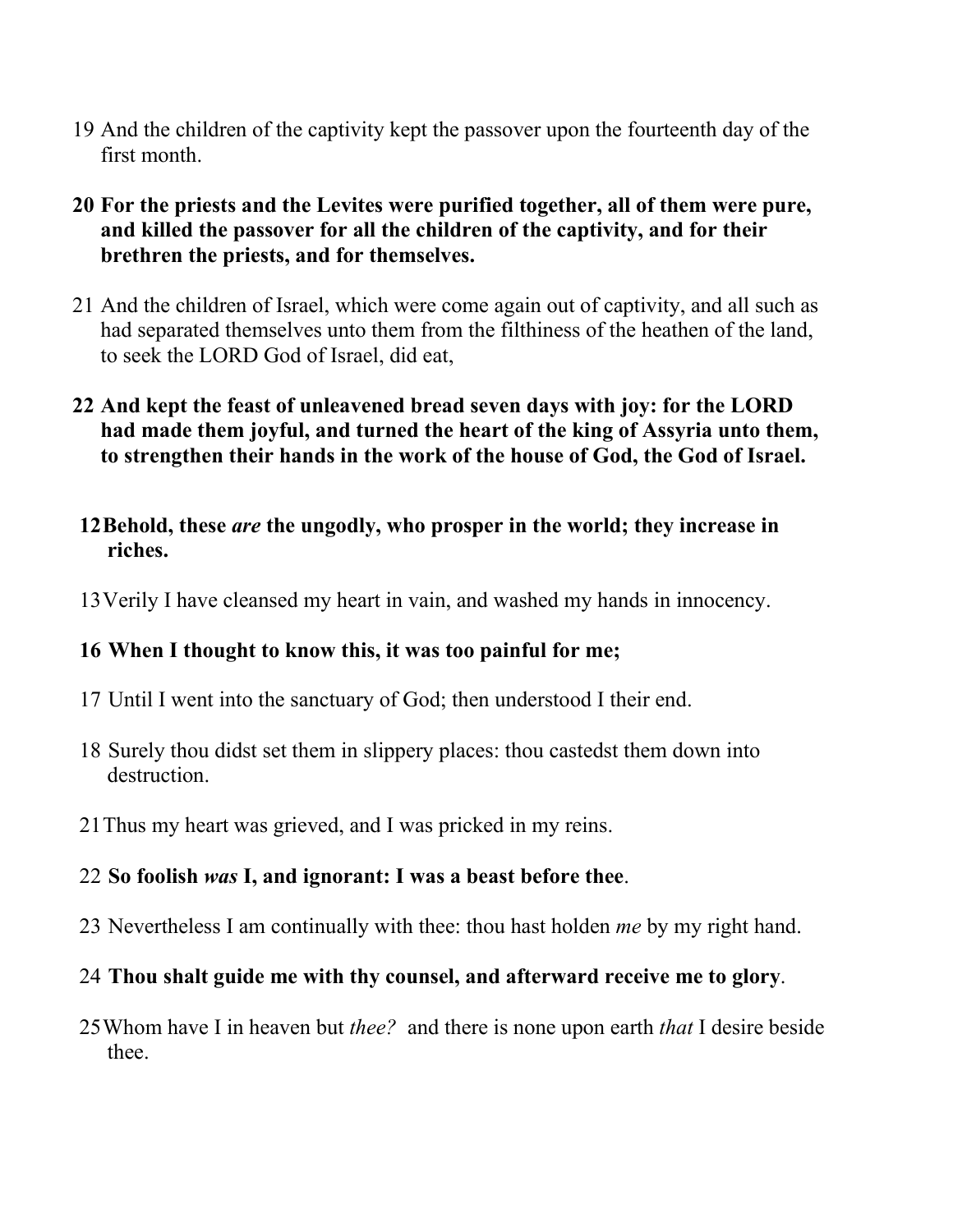19 And the children of the captivity kept the passover upon the fourteenth day of the first month.

**20 For the priests and the Levites were purified together, all of them were pure, and killed the passover for all the children of the captivity, and for their brethren the priests, and for themselves.**

21 And the children of Israel, which were come again out of captivity, and all such as had separated themselves unto them from the filthiness of the heathen of the land, to seek the LORD God of Israel, did eat,

**22 And kept the feast of unleavened bread seven days with joy: for the LORD had made them joyful, and turned the heart of the king of Assyria unto them, to strengthen their hands in the work of the house of God, the God of Israel.**

**12 Behold, these *are* the ungodly, who prosper in the world; they increase in riches.**

13 Verily I have cleansed my heart in vain, and washed my hands in innocency.

**16 When I thought to know this, it was too painful for me;**

17 Until I went into the sanctuary of God; then understood I their end.

18 Surely thou didst set them in slippery places: thou castedst them down into destruction.

21 Thus my heart was grieved, and I was pricked in my reins.

22 **So foolish *was* I, and ignorant: I was a beast before thee**.

23 Nevertheless I am continually with thee: thou hast holden *me* by my right hand.

24 **Thou shalt guide me with thy counsel, and afterward receive me to glory**.

25 Whom have I in heaven but *thee?* and there is none upon earth *that* I desire beside thee.